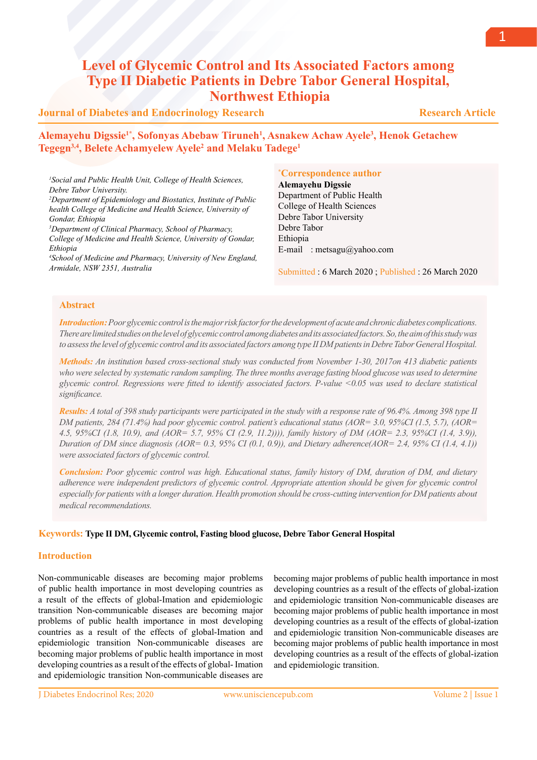# Level of Glycemic Control and Its Associated Factors among Type II Diabetic Patients in Debre Tabor General Hospital, Northwest Ethiopia

Journal of Diabetes and Endocrinology Research — Research Article

**Alemayehu Digssie[1*], Sofonyas Abebaw Tiruneh[1], Asnakew Achaw Ayele[3], Henok Getachew Tegegn[3,4], Belete Achamyelew Ayele[2] and Melaku Tadege[1]**

*[1]Social and Public Health Unit, College of Health Sciences, Debre Tabor University.*
*[2]Department of Epidemiology and Biostatistics, Institute of Public health College of Medicine and Health Science, University of Gondar, Ethiopia*
*[3]Department of Clinical Pharmacy, School of Pharmacy, College of Medicine and Health Science, University of Gondar, Ethiopia*
*[4]School of Medicine and Pharmacy, University of New England, Armidale, NSW 2351, Australia*

**[*]Correspondence author**
**Alemayehu Digssie**
Department of Public Health
College of Health Sciences
Debre Tabor University
Debre Tabor
Ethiopia
E-mail : metsagu@yahoo.com

Submitted : 6 March 2020 ; Published : 26 March 2020

## Abstract

***Introduction:*** *Poor glycemic control is the major risk factor for the development of acute and chronic diabetes complications. There are limited studies on the level of glycemic control among diabetes and its associated factors. So, the aim of this study was to assess the level of glycemic control and its associated factors among type II DM patients in Debre Tabor General Hospital.*

***Methods:*** *An institution based cross-sectional study was conducted from November 1-30, 2017on 413 diabetic patients who were selected by systematic random sampling. The three months average fasting blood glucose was used to determine glycemic control. Regressions were fitted to identify associated factors. P-value <0.05 was used to declare statistical significance.*

***Results:*** *A total of 398 study participants were participated in the study with a response rate of 96.4%. Among 398 type II DM patients, 284 (71.4%) had poor glycemic control. patient's educational status (AOR= 3.0, 95%CI (1.5, 5.7), (AOR= 4.5, 95%CI (1.8, 10.9), and (AOR= 5.7, 95% CI (2.9, 11.2)))), family history of DM (AOR= 2.3, 95%CI (1.4, 3.9)), Duration of DM since diagnosis (AOR= 0.3, 95% CI (0.1, 0.9)), and Dietary adherence(AOR= 2.4, 95% CI (1.4, 4.1)) were associated factors of glycemic control.*

***Conclusion:*** *Poor glycemic control was high. Educational status, family history of DM, duration of DM, and dietary adherence were independent predictors of glycemic control. Appropriate attention should be given for glycemic control especially for patients with a longer duration. Health promotion should be cross-cutting intervention for DM patients about medical recommendations.*

**Keywords:** **Type II DM, Glycemic control, Fasting blood glucose, Debre Tabor General Hospital**

## Introduction

Non-communicable diseases are becoming major problems of public health importance in most developing countries as a result of the effects of global-Imation and epidemiologic transition Non-communicable diseases are becoming major problems of public health importance in most developing countries as a result of the effects of global-Imation and epidemiologic transition Non-communicable diseases are becoming major problems of public health importance in most developing countries as a result of the effects of global- Imation and epidemiologic transition Non-communicable diseases are becoming major problems of public health importance in most developing countries as a result of the effects of global-ization and epidemiologic transition Non-communicable diseases are becoming major problems of public health importance in most developing countries as a result of the effects of global-ization and epidemiologic transition Non-communicable diseases are becoming major problems of public health importance in most developing countries as a result of the effects of global-ization and epidemiologic transition.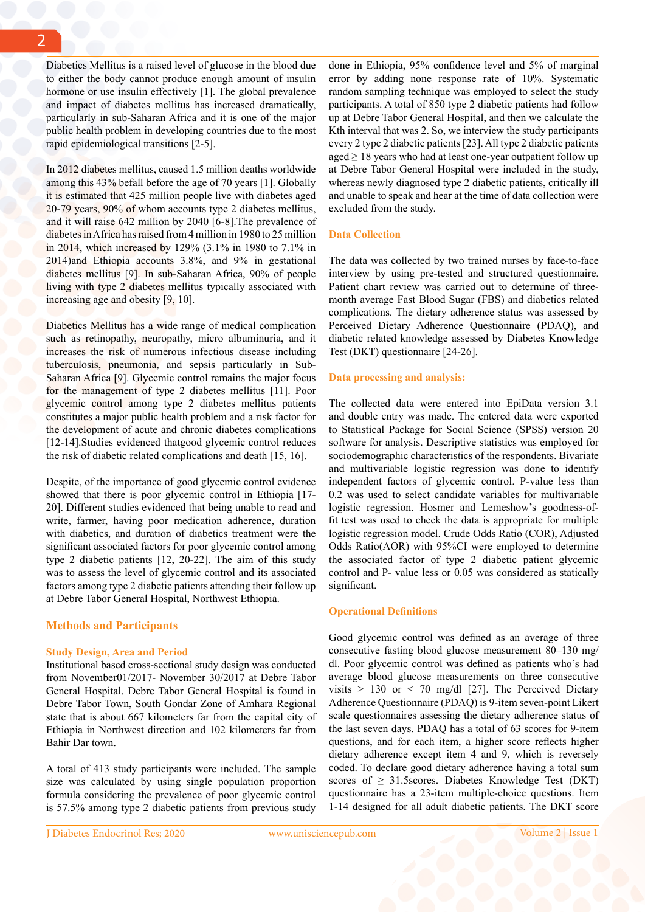Diabetics Mellitus is a raised level of glucose in the blood due to either the body cannot produce enough amount of insulin hormone or use insulin effectively [1]. The global prevalence and impact of diabetes mellitus has increased dramatically, particularly in sub-Saharan Africa and it is one of the major public health problem in developing countries due to the most rapid epidemiological transitions [2-5].

In 2012 diabetes mellitus, caused 1.5 million deaths worldwide among this 43% befall before the age of 70 years [1]. Globally it is estimated that 425 million people live with diabetes aged 20-79 years, 90% of whom accounts type 2 diabetes mellitus, and it will raise 642 million by 2040 [6-8].The prevalence of diabetes in Africa has raised from 4 million in 1980 to 25 million in 2014, which increased by 129% (3.1% in 1980 to 7.1% in 2014)and Ethiopia accounts 3.8%, and 9% in gestational diabetes mellitus [9]. In sub-Saharan Africa, 90% of people living with type 2 diabetes mellitus typically associated with increasing age and obesity [9, 10].

Diabetics Mellitus has a wide range of medical complication such as retinopathy, neuropathy, micro albuminuria, and it increases the risk of numerous infectious disease including tuberculosis, pneumonia, and sepsis particularly in Sub-Saharan Africa [9]. Glycemic control remains the major focus for the management of type 2 diabetes mellitus [11]. Poor glycemic control among type 2 diabetes mellitus patients constitutes a major public health problem and a risk factor for the development of acute and chronic diabetes complications [12-14].Studies evidenced thatgood glycemic control reduces the risk of diabetic related complications and death [15, 16].

Despite, of the importance of good glycemic control evidence showed that there is poor glycemic control in Ethiopia [17-20]. Different studies evidenced that being unable to read and write, farmer, having poor medication adherence, duration with diabetics, and duration of diabetics treatment were the significant associated factors for poor glycemic control among type 2 diabetic patients [12, 20-22]. The aim of this study was to assess the level of glycemic control and its associated factors among type 2 diabetic patients attending their follow up at Debre Tabor General Hospital, Northwest Ethiopia.

## Methods and Participants

### Study Design, Area and Period

Institutional based cross-sectional study design was conducted from November01/2017- November 30/2017 at Debre Tabor General Hospital. Debre Tabor General Hospital is found in Debre Tabor Town, South Gondar Zone of Amhara Regional state that is about 667 kilometers far from the capital city of Ethiopia in Northwest direction and 102 kilometers far from Bahir Dar town.

A total of 413 study participants were included. The sample size was calculated by using single population proportion formula considering the prevalence of poor glycemic control is 57.5% among type 2 diabetic patients from previous study done in Ethiopia, 95% confidence level and 5% of marginal error by adding none response rate of 10%. Systematic random sampling technique was employed to select the study participants. A total of 850 type 2 diabetic patients had follow up at Debre Tabor General Hospital, and then we calculate the Kth interval that was 2. So, we interview the study participants every 2 type 2 diabetic patients [23]. All type 2 diabetic patients aged ≥ 18 years who had at least one-year outpatient follow up at Debre Tabor General Hospital were included in the study, whereas newly diagnosed type 2 diabetic patients, critically ill and unable to speak and hear at the time of data collection were excluded from the study.

### Data Collection

The data was collected by two trained nurses by face-to-face interview by using pre-tested and structured questionnaire. Patient chart review was carried out to determine of three-month average Fast Blood Sugar (FBS) and diabetics related complications. The dietary adherence status was assessed by Perceived Dietary Adherence Questionnaire (PDAQ), and diabetic related knowledge assessed by Diabetes Knowledge Test (DKT) questionnaire [24-26].

### Data processing and analysis:

The collected data were entered into EpiData version 3.1 and double entry was made. The entered data were exported to Statistical Package for Social Science (SPSS) version 20 software for analysis. Descriptive statistics was employed for sociodemographic characteristics of the respondents. Bivariate and multivariable logistic regression was done to identify independent factors of glycemic control. P-value less than 0.2 was used to select candidate variables for multivariable logistic regression. Hosmer and Lemeshow's goodness-of-fit test was used to check the data is appropriate for multiple logistic regression model. Crude Odds Ratio (COR), Adjusted Odds Ratio(AOR) with 95%CI were employed to determine the associated factor of type 2 diabetic patient glycemic control and P- value less or 0.05 was considered as statically significant.

### Operational Definitions

Good glycemic control was defined as an average of three consecutive fasting blood glucose measurement 80–130 mg/dl. Poor glycemic control was defined as patients who's had average blood glucose measurements on three consecutive visits > 130 or < 70 mg/dl [27]. The Perceived Dietary Adherence Questionnaire (PDAQ) is 9-item seven-point Likert scale questionnaires assessing the dietary adherence status of the last seven days. PDAQ has a total of 63 scores for 9-item questions, and for each item, a higher score reflects higher dietary adherence except item 4 and 9, which is reversely coded. To declare good dietary adherence having a total sum scores of ≥ 31.5scores. Diabetes Knowledge Test (DKT) questionnaire has a 23-item multiple-choice questions. Item 1-14 designed for all adult diabetic patients. The DKT score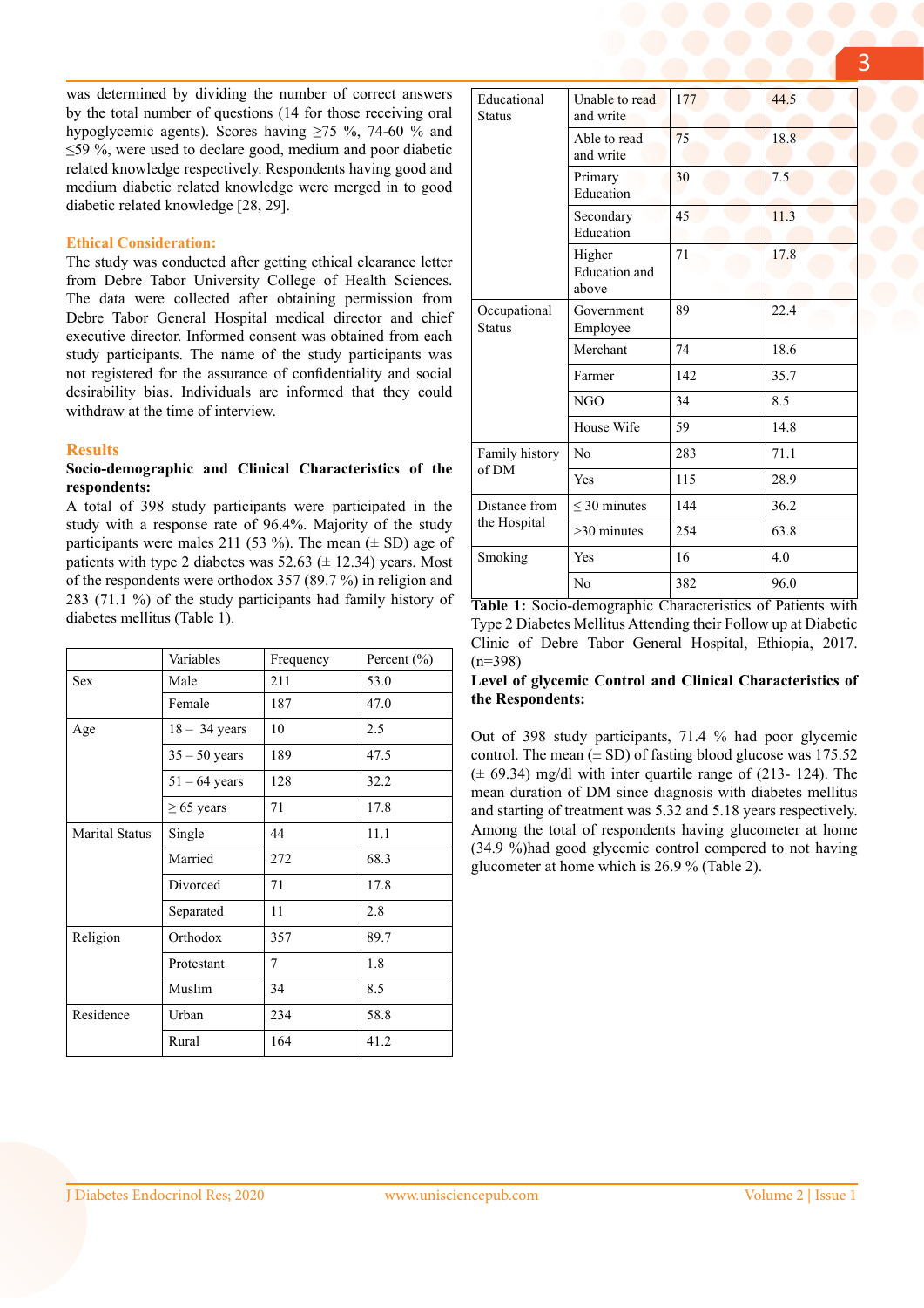was determined by dividing the number of correct answers by the total number of questions (14 for those receiving oral hypoglycemic agents). Scores having ≥75 %, 74-60 % and ≤59 %, were used to declare good, medium and poor diabetic related knowledge respectively. Respondents having good and medium diabetic related knowledge were merged in to good diabetic related knowledge [28, 29].

### Ethical Consideration:

The study was conducted after getting ethical clearance letter from Debre Tabor University College of Health Sciences. The data were collected after obtaining permission from Debre Tabor General Hospital medical director and chief executive director. Informed consent was obtained from each study participants. The name of the study participants was not registered for the assurance of confidentiality and social desirability bias. Individuals are informed that they could withdraw at the time of interview.

## Results

**Socio-demographic and Clinical Characteristics of the respondents:**

A total of 398 study participants were participated in the study with a response rate of 96.4%. Majority of the study participants were males 211 (53 %). The mean (± SD) age of patients with type 2 diabetes was 52.63 (± 12.34) years. Most of the respondents were orthodox 357 (89.7 %) in religion and 283 (71.1 %) of the study participants had family history of diabetes mellitus (Table 1).

| | Variables | Frequency | Percent (%) |
|---|---|---|---|
| Sex | Male | 211 | 53.0 |
| | Female | 187 | 47.0 |
| Age | 18 – 34 years | 10 | 2.5 |
| | 35 – 50 years | 189 | 47.5 |
| | 51 – 64 years | 128 | 32.2 |
| | ≥ 65 years | 71 | 17.8 |
| Marital Status | Single | 44 | 11.1 |
| | Married | 272 | 68.3 |
| | Divorced | 71 | 17.8 |
| | Separated | 11 | 2.8 |
| Religion | Orthodox | 357 | 89.7 |
| | Protestant | 7 | 1.8 |
| | Muslim | 34 | 8.5 |
| Residence | Urban | 234 | 58.8 |
| | Rural | 164 | 41.2 |
| Educational Status | Unable to read and write | 177 | 44.5 |
| | Able to read and write | 75 | 18.8 |
| | Primary Education | 30 | 7.5 |
| | Secondary Education | 45 | 11.3 |
| | Higher Education and above | 71 | 17.8 |
| Occupational Status | Government Employee | 89 | 22.4 |
| | Merchant | 74 | 18.6 |
| | Farmer | 142 | 35.7 |
| | NGO | 34 | 8.5 |
| | House Wife | 59 | 14.8 |
| Family history of DM | No | 283 | 71.1 |
| | Yes | 115 | 28.9 |
| Distance from the Hospital | ≤ 30 minutes | 144 | 36.2 |
| | >30 minutes | 254 | 63.8 |
| Smoking | Yes | 16 | 4.0 |
| | No | 382 | 96.0 |

**Table 1:** Socio-demographic Characteristics of Patients with Type 2 Diabetes Mellitus Attending their Follow up at Diabetic Clinic of Debre Tabor General Hospital, Ethiopia, 2017. (n=398)

**Level of glycemic Control and Clinical Characteristics of the Respondents:**

Out of 398 study participants, 71.4 % had poor glycemic control. The mean (± SD) of fasting blood glucose was 175.52 (± 69.34) mg/dl with inter quartile range of (213- 124). The mean duration of DM since diagnosis with diabetes mellitus and starting of treatment was 5.32 and 5.18 years respectively. Among the total of respondents having glucometer at home (34.9 %)had good glycemic control compered to not having glucometer at home which is 26.9 % (Table 2).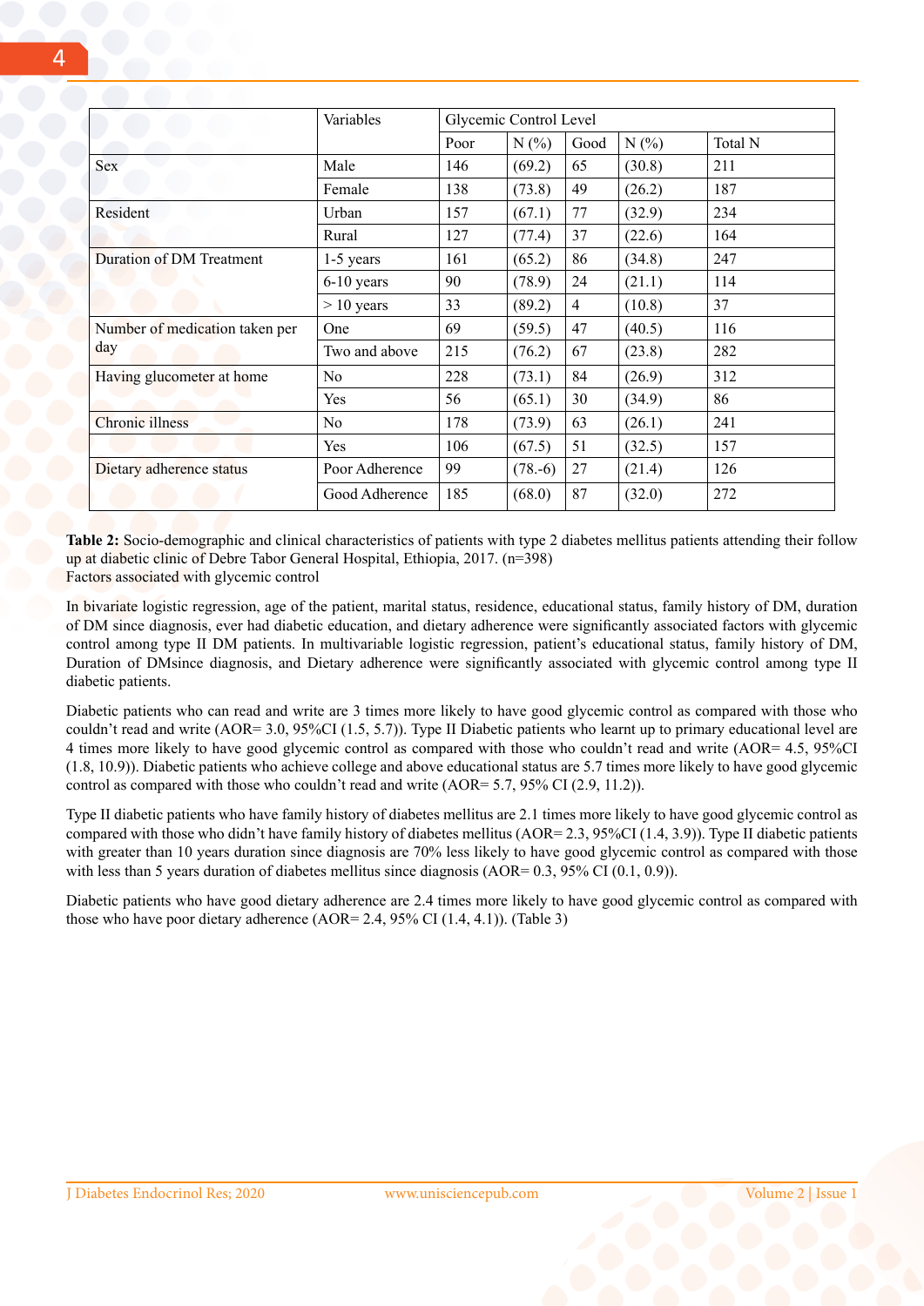| | Variables | Glycemic Control Level | | | | |
|---|---|---|---|---|---|---|
| | | Poor | N (%) | Good | N (%) | Total N |
| Sex | Male | 146 | (69.2) | 65 | (30.8) | 211 |
| | Female | 138 | (73.8) | 49 | (26.2) | 187 |
| Resident | Urban | 157 | (67.1) | 77 | (32.9) | 234 |
| | Rural | 127 | (77.4) | 37 | (22.6) | 164 |
| Duration of DM Treatment | 1-5 years | 161 | (65.2) | 86 | (34.8) | 247 |
| | 6-10 years | 90 | (78.9) | 24 | (21.1) | 114 |
| | > 10 years | 33 | (89.2) | 4 | (10.8) | 37 |
| Number of medication taken per day | One | 69 | (59.5) | 47 | (40.5) | 116 |
| | Two and above | 215 | (76.2) | 67 | (23.8) | 282 |
| Having glucometer at home | No | 228 | (73.1) | 84 | (26.9) | 312 |
| | Yes | 56 | (65.1) | 30 | (34.9) | 86 |
| Chronic illness | No | 178 | (73.9) | 63 | (26.1) | 241 |
| | Yes | 106 | (67.5) | 51 | (32.5) | 157 |
| Dietary adherence status | Poor Adherence | 99 | (78.-6) | 27 | (21.4) | 126 |
| | Good Adherence | 185 | (68.0) | 87 | (32.0) | 272 |

**Table 2:** Socio-demographic and clinical characteristics of patients with type 2 diabetes mellitus patients attending their follow up at diabetic clinic of Debre Tabor General Hospital, Ethiopia, 2017. (n=398)

Factors associated with glycemic control

In bivariate logistic regression, age of the patient, marital status, residence, educational status, family history of DM, duration of DM since diagnosis, ever had diabetic education, and dietary adherence were significantly associated factors with glycemic control among type II DM patients. In multivariable logistic regression, patient's educational status, family history of DM, Duration of DMsince diagnosis, and Dietary adherence were significantly associated with glycemic control among type II diabetic patients.

Diabetic patients who can read and write are 3 times more likely to have good glycemic control as compared with those who couldn't read and write (AOR= 3.0, 95%CI (1.5, 5.7)). Type II Diabetic patients who learnt up to primary educational level are 4 times more likely to have good glycemic control as compared with those who couldn't read and write (AOR= 4.5, 95%CI (1.8, 10.9)). Diabetic patients who achieve college and above educational status are 5.7 times more likely to have good glycemic control as compared with those who couldn't read and write (AOR= 5.7, 95% CI (2.9, 11.2)).

Type II diabetic patients who have family history of diabetes mellitus are 2.1 times more likely to have good glycemic control as compared with those who didn't have family history of diabetes mellitus (AOR= 2.3, 95%CI (1.4, 3.9)). Type II diabetic patients with greater than 10 years duration since diagnosis are 70% less likely to have good glycemic control as compared with those with less than 5 years duration of diabetes mellitus since diagnosis (AOR= 0.3, 95% CI (0.1, 0.9)).

Diabetic patients who have good dietary adherence are 2.4 times more likely to have good glycemic control as compared with those who have poor dietary adherence (AOR= 2.4, 95% CI (1.4, 4.1)). (Table 3)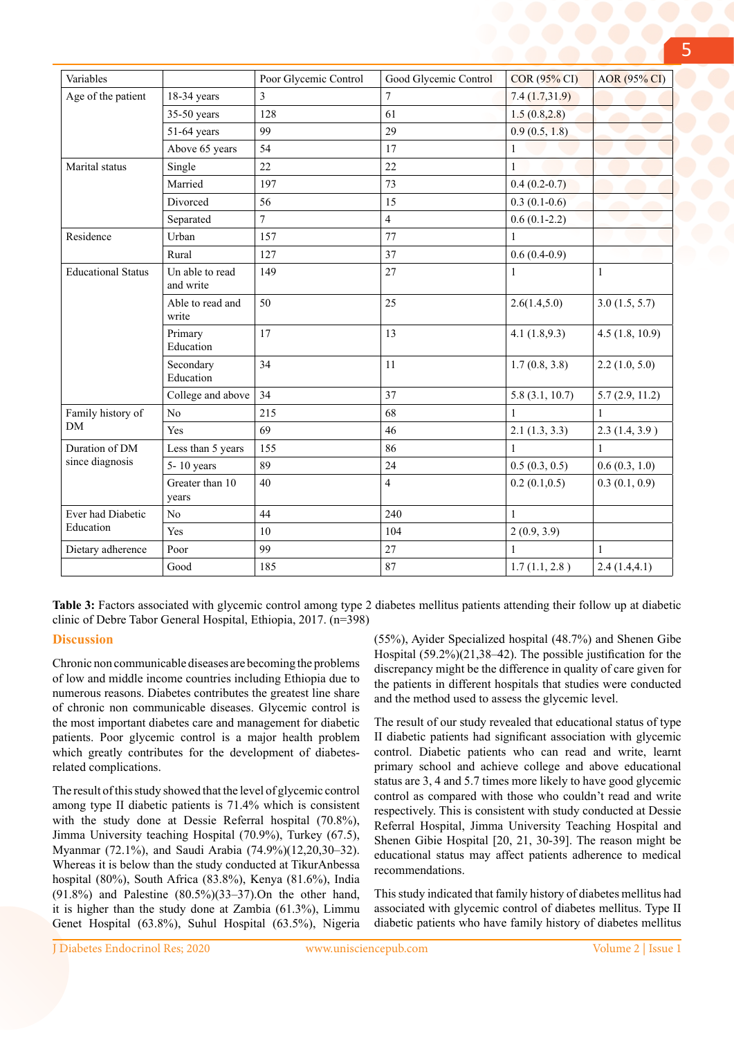| Variables | | Poor Glycemic Control | Good Glycemic Control | COR (95% CI) | AOR (95% CI) |
|---|---|---|---|---|---|
| Age of the patient | 18-34 years | 3 | 7 | 7.4 (1.7,31.9) | |
| | 35-50 years | 128 | 61 | 1.5 (0.8,2.8) | |
| | 51-64 years | 99 | 29 | 0.9 (0.5, 1.8) | |
| | Above 65 years | 54 | 17 | 1 | |
| Marital status | Single | 22 | 22 | 1 | |
| | Married | 197 | 73 | 0.4 (0.2-0.7) | |
| | Divorced | 56 | 15 | 0.3 (0.1-0.6) | |
| | Separated | 7 | 4 | 0.6 (0.1-2.2) | |
| Residence | Urban | 157 | 77 | 1 | |
| | Rural | 127 | 37 | 0.6 (0.4-0.9) | |
| Educational Status | Un able to read and write | 149 | 27 | 1 | 1 |
| | Able to read and write | 50 | 25 | 2.6(1.4,5.0) | 3.0 (1.5, 5.7) |
| | Primary Education | 17 | 13 | 4.1 (1.8,9.3) | 4.5 (1.8, 10.9) |
| | Secondary Education | 34 | 11 | 1.7 (0.8, 3.8) | 2.2 (1.0, 5.0) |
| | College and above | 34 | 37 | 5.8 (3.1, 10.7) | 5.7 (2.9, 11.2) |
| Family history of DM | No | 215 | 68 | 1 | 1 |
| | Yes | 69 | 46 | 2.1 (1.3, 3.3) | 2.3 (1.4, 3.9 ) |
| Duration of DM since diagnosis | Less than 5 years | 155 | 86 | 1 | 1 |
| | 5- 10 years | 89 | 24 | 0.5 (0.3, 0.5) | 0.6 (0.3, 1.0) |
| | Greater than 10 years | 40 | 4 | 0.2 (0.1,0.5) | 0.3 (0.1, 0.9) |
| Ever had Diabetic Education | No | 44 | 240 | 1 | |
| | Yes | 10 | 104 | 2 (0.9, 3.9) | |
| Dietary adherence | Poor | 99 | 27 | 1 | 1 |
| | Good | 185 | 87 | 1.7 (1.1, 2.8 ) | 2.4 (1.4,4.1) |

**Table 3:** Factors associated with glycemic control among type 2 diabetes mellitus patients attending their follow up at diabetic clinic of Debre Tabor General Hospital, Ethiopia, 2017. (n=398)

## Discussion

Chronic non communicable diseases are becoming the problems of low and middle income countries including Ethiopia due to numerous reasons. Diabetes contributes the greatest line share of chronic non communicable diseases. Glycemic control is the most important diabetes care and management for diabetic patients. Poor glycemic control is a major health problem which greatly contributes for the development of diabetes-related complications.

The result of this study showed that the level of glycemic control among type II diabetic patients is 71.4% which is consistent with the study done at Dessie Referral hospital (70.8%), Jimma University teaching Hospital (70.9%), Turkey (67.5), Myanmar (72.1%), and Saudi Arabia (74.9%)(12,20,30–32). Whereas it is below than the study conducted at TikurAnbessa hospital (80%), South Africa (83.8%), Kenya (81.6%), India (91.8%) and Palestine (80.5%)(33–37).On the other hand, it is higher than the study done at Zambia (61.3%), Limmu Genet Hospital (63.8%), Suhul Hospital (63.5%), Nigeria (55%), Ayider Specialized hospital (48.7%) and Shenen Gibe Hospital (59.2%)(21,38–42). The possible justification for the discrepancy might be the difference in quality of care given for the patients in different hospitals that studies were conducted and the method used to assess the glycemic level.

The result of our study revealed that educational status of type II diabetic patients had significant association with glycemic control. Diabetic patients who can read and write, learnt primary school and achieve college and above educational status are 3, 4 and 5.7 times more likely to have good glycemic control as compared with those who couldn't read and write respectively. This is consistent with study conducted at Dessie Referral Hospital, Jimma University Teaching Hospital and Shenen Gibie Hospital [20, 21, 30-39]. The reason might be educational status may affect patients adherence to medical recommendations.

This study indicated that family history of diabetes mellitus had associated with glycemic control of diabetes mellitus. Type II diabetic patients who have family history of diabetes mellitus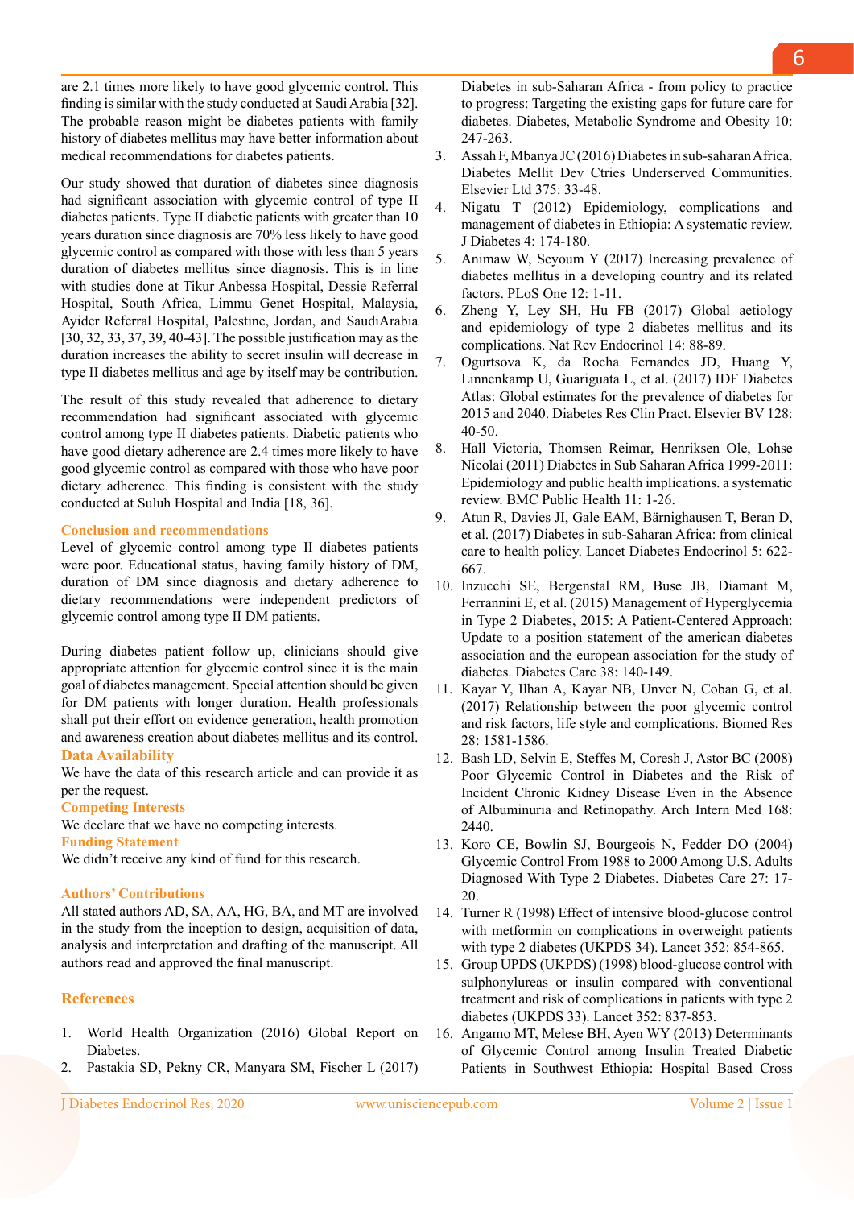are 2.1 times more likely to have good glycemic control. This finding is similar with the study conducted at Saudi Arabia [32]. The probable reason might be diabetes patients with family history of diabetes mellitus may have better information about medical recommendations for diabetes patients.

Our study showed that duration of diabetes since diagnosis had significant association with glycemic control of type II diabetes patients. Type II diabetic patients with greater than 10 years duration since diagnosis are 70% less likely to have good glycemic control as compared with those with less than 5 years duration of diabetes mellitus since diagnosis. This is in line with studies done at Tikur Anbessa Hospital, Dessie Referral Hospital, South Africa, Limmu Genet Hospital, Malaysia, Ayider Referral Hospital, Palestine, Jordan, and SaudiArabia [30, 32, 33, 37, 39, 40-43]. The possible justification may as the duration increases the ability to secret insulin will decrease in type II diabetes mellitus and age by itself may be contribution.

The result of this study revealed that adherence to dietary recommendation had significant associated with glycemic control among type II diabetes patients. Diabetic patients who have good dietary adherence are 2.4 times more likely to have good glycemic control as compared with those who have poor dietary adherence. This finding is consistent with the study conducted at Suluh Hospital and India [18, 36].

## Conclusion and recommendations

Level of glycemic control among type II diabetes patients were poor. Educational status, having family history of DM, duration of DM since diagnosis and dietary adherence to dietary recommendations were independent predictors of glycemic control among type II DM patients.

During diabetes patient follow up, clinicians should give appropriate attention for glycemic control since it is the main goal of diabetes management. Special attention should be given for DM patients with longer duration. Health professionals shall put their effort on evidence generation, health promotion and awareness creation about diabetes mellitus and its control.

## Data Availability

We have the data of this research article and can provide it as per the request.

## Competing Interests

We declare that we have no competing interests.

## Funding Statement

We didn't receive any kind of fund for this research.

## Authors' Contributions

All stated authors AD, SA, AA, HG, BA, and MT are involved in the study from the inception to design, acquisition of data, analysis and interpretation and drafting of the manuscript. All authors read and approved the final manuscript.

## References

1. World Health Organization (2016) Global Report on Diabetes.
2. Pastakia SD, Pekny CR, Manyara SM, Fischer L (2017) Diabetes in sub-Saharan Africa - from policy to practice to progress: Targeting the existing gaps for future care for diabetes. Diabetes, Metabolic Syndrome and Obesity 10: 247-263.
3. Assah F, Mbanya JC (2016) Diabetes in sub-saharan Africa. Diabetes Mellit Dev Ctries Underserved Communities. Elsevier Ltd 375: 33-48.
4. Nigatu T (2012) Epidemiology, complications and management of diabetes in Ethiopia: A systematic review. J Diabetes 4: 174-180.
5. Animaw W, Seyoum Y (2017) Increasing prevalence of diabetes mellitus in a developing country and its related factors. PLoS One 12: 1-11.
6. Zheng Y, Ley SH, Hu FB (2017) Global aetiology and epidemiology of type 2 diabetes mellitus and its complications. Nat Rev Endocrinol 14: 88-89.
7. Ogurtsova K, da Rocha Fernandes JD, Huang Y, Linnenkamp U, Guariguata L, et al. (2017) IDF Diabetes Atlas: Global estimates for the prevalence of diabetes for 2015 and 2040. Diabetes Res Clin Pract. Elsevier BV 128: 40-50.
8. Hall Victoria, Thomsen Reimar, Henriksen Ole, Lohse Nicolai (2011) Diabetes in Sub Saharan Africa 1999-2011: Epidemiology and public health implications. a systematic review. BMC Public Health 11: 1-26.
9. Atun R, Davies JI, Gale EAM, Bärnighausen T, Beran D, et al. (2017) Diabetes in sub-Saharan Africa: from clinical care to health policy. Lancet Diabetes Endocrinol 5: 622-667.
10. Inzucchi SE, Bergenstal RM, Buse JB, Diamant M, Ferrannini E, et al. (2015) Management of Hyperglycemia in Type 2 Diabetes, 2015: A Patient-Centered Approach: Update to a position statement of the american diabetes association and the european association for the study of diabetes. Diabetes Care 38: 140-149.
11. Kayar Y, Ilhan A, Kayar NB, Unver N, Coban G, et al. (2017) Relationship between the poor glycemic control and risk factors, life style and complications. Biomed Res 28: 1581-1586.
12. Bash LD, Selvin E, Steffes M, Coresh J, Astor BC (2008) Poor Glycemic Control in Diabetes and the Risk of Incident Chronic Kidney Disease Even in the Absence of Albuminuria and Retinopathy. Arch Intern Med 168: 2440.
13. Koro CE, Bowlin SJ, Bourgeois N, Fedder DO (2004) Glycemic Control From 1988 to 2000 Among U.S. Adults Diagnosed With Type 2 Diabetes. Diabetes Care 27: 17-20.
14. Turner R (1998) Effect of intensive blood-glucose control with metformin on complications in overweight patients with type 2 diabetes (UKPDS 34). Lancet 352: 854-865.
15. Group UPDS (UKPDS) (1998) blood-glucose control with sulphonylureas or insulin compared with conventional treatment and risk of complications in patients with type 2 diabetes (UKPDS 33). Lancet 352: 837-853.
16. Angamo MT, Melese BH, Ayen WY (2013) Determinants of Glycemic Control among Insulin Treated Diabetic Patients in Southwest Ethiopia: Hospital Based Cross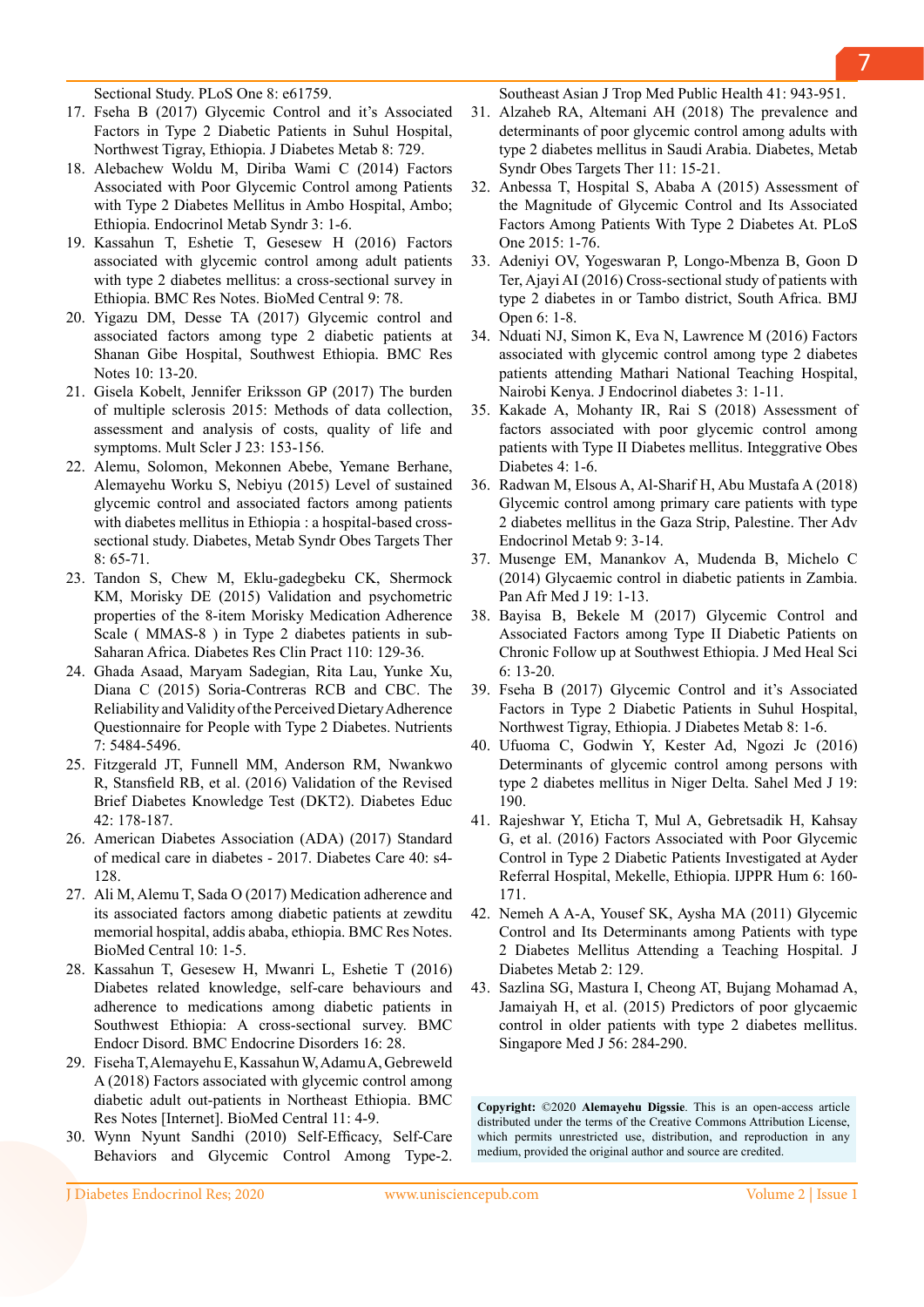Sectional Study. PLoS One 8: e61759.

17. Fseha B (2017) Glycemic Control and it's Associated Factors in Type 2 Diabetic Patients in Suhul Hospital, Northwest Tigray, Ethiopia. J Diabetes Metab 8: 729.
18. Alebachew Woldu M, Diriba Wami C (2014) Factors Associated with Poor Glycemic Control among Patients with Type 2 Diabetes Mellitus in Ambo Hospital, Ambo; Ethiopia. Endocrinol Metab Syndr 3: 1-6.
19. Kassahun T, Eshetie T, Gesesew H (2016) Factors associated with glycemic control among adult patients with type 2 diabetes mellitus: a cross-sectional survey in Ethiopia. BMC Res Notes. BioMed Central 9: 78.
20. Yigazu DM, Desse TA (2017) Glycemic control and associated factors among type 2 diabetic patients at Shanan Gibe Hospital, Southwest Ethiopia. BMC Res Notes 10: 13-20.
21. Gisela Kobelt, Jennifer Eriksson GP (2017) The burden of multiple sclerosis 2015: Methods of data collection, assessment and analysis of costs, quality of life and symptoms. Mult Scler J 23: 153-156.
22. Alemu, Solomon, Mekonnen Abebe, Yemane Berhane, Alemayehu Worku S, Nebiyu (2015) Level of sustained glycemic control and associated factors among patients with diabetes mellitus in Ethiopia : a hospital-based cross-sectional study. Diabetes, Metab Syndr Obes Targets Ther 8: 65-71.
23. Tandon S, Chew M, Eklu-gadegbeku CK, Shermock KM, Morisky DE (2015) Validation and psychometric properties of the 8-item Morisky Medication Adherence Scale ( MMAS-8 ) in Type 2 diabetes patients in sub-Saharan Africa. Diabetes Res Clin Pract 110: 129-36.
24. Ghada Asaad, Maryam Sadegian, Rita Lau, Yunke Xu, Diana C (2015) Soria-Contreras RCB and CBC. The Reliability and Validity of the Perceived Dietary Adherence Questionnaire for People with Type 2 Diabetes. Nutrients 7: 5484-5496.
25. Fitzgerald JT, Funnell MM, Anderson RM, Nwankwo R, Stansfield RB, et al. (2016) Validation of the Revised Brief Diabetes Knowledge Test (DKT2). Diabetes Educ 42: 178-187.
26. American Diabetes Association (ADA) (2017) Standard of medical care in diabetes - 2017. Diabetes Care 40: s4-128.
27. Ali M, Alemu T, Sada O (2017) Medication adherence and its associated factors among diabetic patients at zewditu memorial hospital, addis ababa, ethiopia. BMC Res Notes. BioMed Central 10: 1-5.
28. Kassahun T, Gesesew H, Mwanri L, Eshetie T (2016) Diabetes related knowledge, self-care behaviours and adherence to medications among diabetic patients in Southwest Ethiopia: A cross-sectional survey. BMC Endocr Disord. BMC Endocrine Disorders 16: 28.
29. Fiseha T, Alemayehu E, Kassahun W, Adamu A, Gebreweld A (2018) Factors associated with glycemic control among diabetic adult out-patients in Northeast Ethiopia. BMC Res Notes [Internet]. BioMed Central 11: 4-9.
30. Wynn Nyunt Sandhi (2010) Self-Efficacy, Self-Care Behaviors and Glycemic Control Among Type-2. Southeast Asian J Trop Med Public Health 41: 943-951.
31. Alzaheb RA, Altemani AH (2018) The prevalence and determinants of poor glycemic control among adults with type 2 diabetes mellitus in Saudi Arabia. Diabetes, Metab Syndr Obes Targets Ther 11: 15-21.
32. Anbessa T, Hospital S, Ababa A (2015) Assessment of the Magnitude of Glycemic Control and Its Associated Factors Among Patients With Type 2 Diabetes At. PLoS One 2015: 1-76.
33. Adeniyi OV, Yogeswaran P, Longo-Mbenza B, Goon D Ter, Ajayi AI (2016) Cross-sectional study of patients with type 2 diabetes in or Tambo district, South Africa. BMJ Open 6: 1-8.
34. Nduati NJ, Simon K, Eva N, Lawrence M (2016) Factors associated with glycemic control among type 2 diabetes patients attending Mathari National Teaching Hospital, Nairobi Kenya. J Endocrinol diabetes 3: 1-11.
35. Kakade A, Mohanty IR, Rai S (2018) Assessment of factors associated with poor glycemic control among patients with Type II Diabetes mellitus. Integgrative Obes Diabetes 4: 1-6.
36. Radwan M, Elsous A, Al-Sharif H, Abu Mustafa A (2018) Glycemic control among primary care patients with type 2 diabetes mellitus in the Gaza Strip, Palestine. Ther Adv Endocrinol Metab 9: 3-14.
37. Musenge EM, Manankov A, Mudenda B, Michelo C (2014) Glycaemic control in diabetic patients in Zambia. Pan Afr Med J 19: 1-13.
38. Bayisa B, Bekele M (2017) Glycemic Control and Associated Factors among Type II Diabetic Patients on Chronic Follow up at Southwest Ethiopia. J Med Heal Sci 6: 13-20.
39. Fseha B (2017) Glycemic Control and it's Associated Factors in Type 2 Diabetic Patients in Suhul Hospital, Northwest Tigray, Ethiopia. J Diabetes Metab 8: 1-6.
40. Ufuoma C, Godwin Y, Kester Ad, Ngozi Jc (2016) Determinants of glycemic control among persons with type 2 diabetes mellitus in Niger Delta. Sahel Med J 19: 190.
41. Rajeshwar Y, Eticha T, Mul A, Gebretsadik H, Kahsay G, et al. (2016) Factors Associated with Poor Glycemic Control in Type 2 Diabetic Patients Investigated at Ayder Referral Hospital, Mekelle, Ethiopia. IJPPR Hum 6: 160-171.
42. Nemeh A A-A, Yousef SK, Aysha MA (2011) Glycemic Control and Its Determinants among Patients with type 2 Diabetes Mellitus Attending a Teaching Hospital. J Diabetes Metab 2: 129.
43. Sazlina SG, Mastura I, Cheong AT, Bujang Mohamad A, Jamaiyah H, et al. (2015) Predictors of poor glycaemic control in older patients with type 2 diabetes mellitus. Singapore Med J 56: 284-290.

**Copyright:** ©2020 **Alemayehu Digssie**. This is an open-access article distributed under the terms of the Creative Commons Attribution License, which permits unrestricted use, distribution, and reproduction in any medium, provided the original author and source are credited.